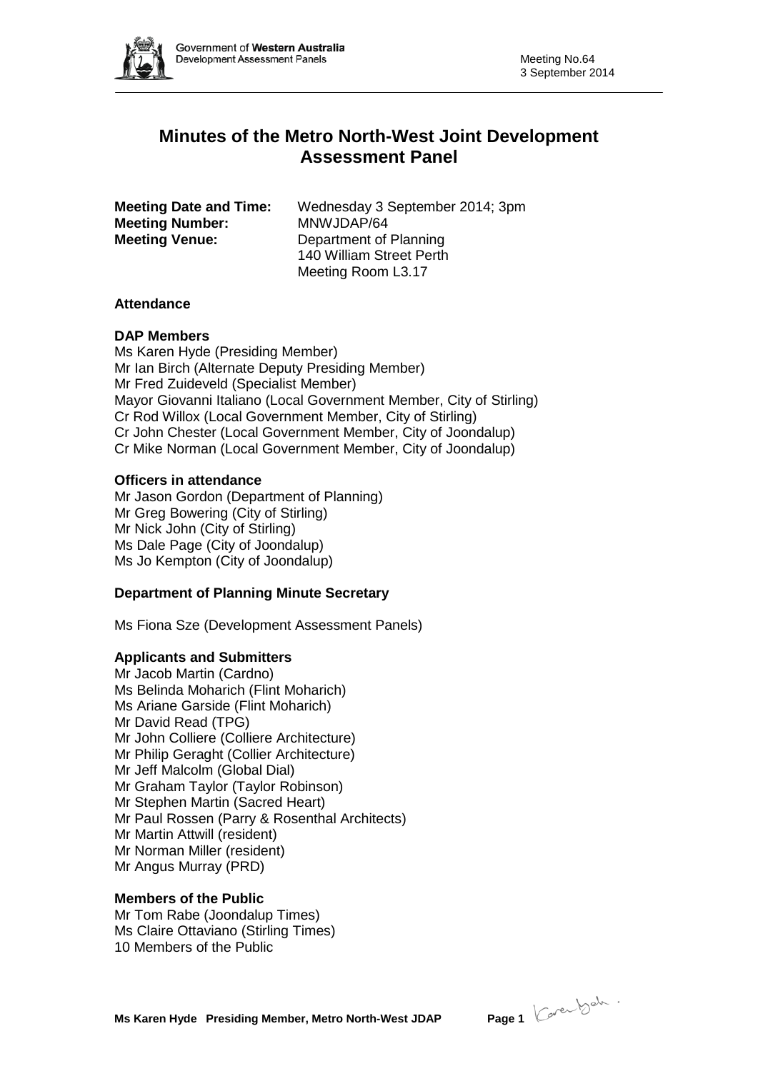# Minutes of the Metro North-West Joint Development Assessment Panel

**Meeting Date and Time:** Wednesday 3 September 2014; 3pm
**Meeting Number:** MNWJDAP/64
**Meeting Venue:** Department of Planning
140 William Street Perth
Meeting Room L3.17

## Attendance

### DAP Members

Ms Karen Hyde (Presiding Member)
Mr Ian Birch (Alternate Deputy Presiding Member)
Mr Fred Zuideveld (Specialist Member)
Mayor Giovanni Italiano (Local Government Member, City of Stirling)
Cr Rod Willox (Local Government Member, City of Stirling)
Cr John Chester (Local Government Member, City of Joondalup)
Cr Mike Norman (Local Government Member, City of Joondalup)

### Officers in attendance

Mr Jason Gordon (Department of Planning)
Mr Greg Bowering (City of Stirling)
Mr Nick John (City of Stirling)
Ms Dale Page (City of Joondalup)
Ms Jo Kempton (City of Joondalup)

### Department of Planning Minute Secretary

Ms Fiona Sze (Development Assessment Panels)

### Applicants and Submitters

Mr Jacob Martin (Cardno)
Ms Belinda Moharich (Flint Moharich)
Ms Ariane Garside (Flint Moharich)
Mr David Read (TPG)
Mr John Colliere (Colliere Architecture)
Mr Philip Geraght (Collier Architecture)
Mr Jeff Malcolm (Global Dial)
Mr Graham Taylor (Taylor Robinson)
Mr Stephen Martin (Sacred Heart)
Mr Paul Rossen (Parry & Rosenthal Architects)
Mr Martin Attwill (resident)
Mr Norman Miller (resident)
Mr Angus Murray (PRD)

### Members of the Public

Mr Tom Rabe (Joondalup Times)
Ms Claire Ottaviano (Stirling Times)
10 Members of the Public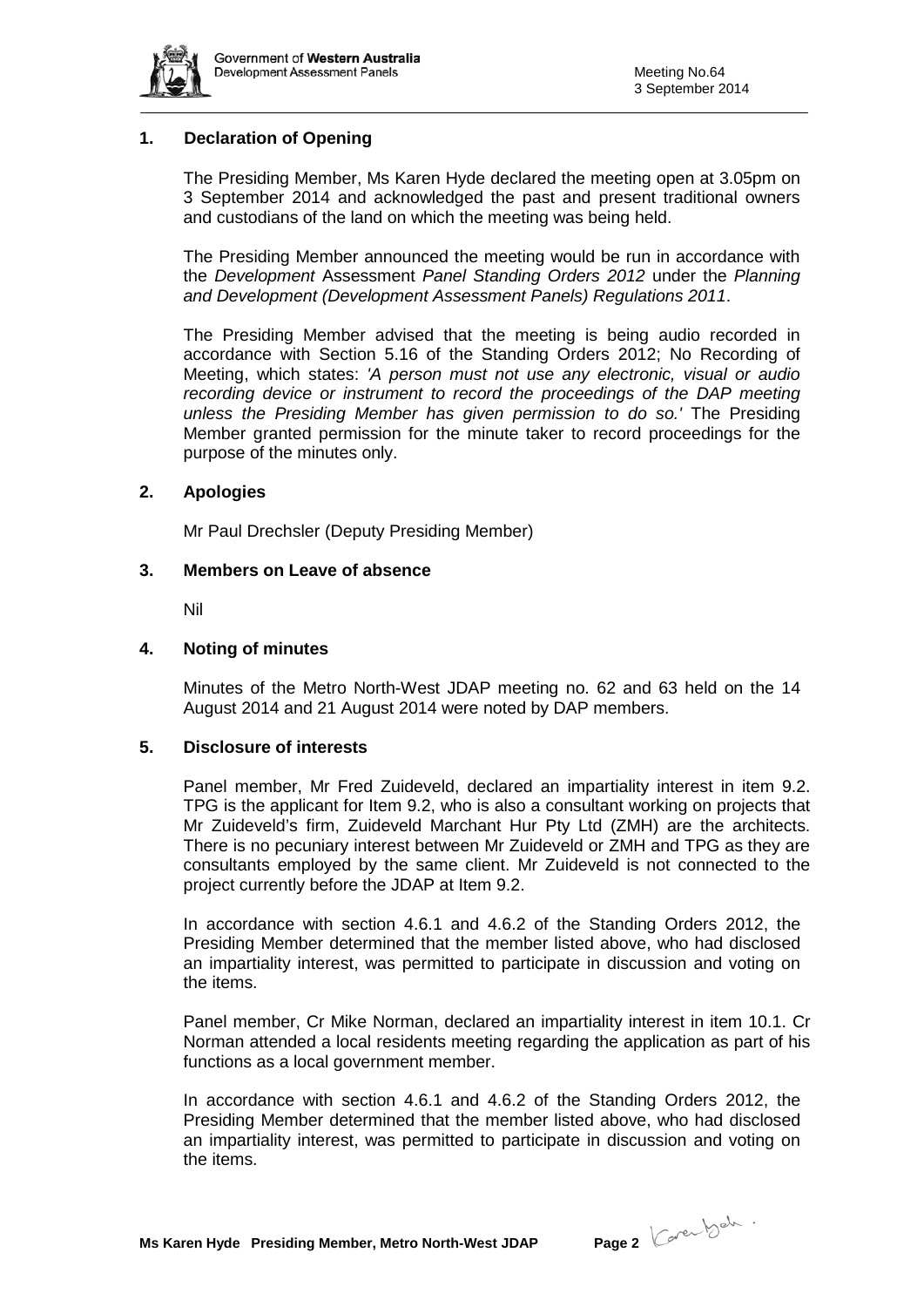## 1. Declaration of Opening

The Presiding Member, Ms Karen Hyde declared the meeting open at 3.05pm on 3 September 2014 and acknowledged the past and present traditional owners and custodians of the land on which the meeting was being held.

The Presiding Member announced the meeting would be run in accordance with the *Development* Assessment *Panel Standing Orders 2012* under the *Planning and Development (Development Assessment Panels) Regulations 2011*.

The Presiding Member advised that the meeting is being audio recorded in accordance with Section 5.16 of the Standing Orders 2012; No Recording of Meeting, which states: *'A person must not use any electronic, visual or audio recording device or instrument to record the proceedings of the DAP meeting unless the Presiding Member has given permission to do so.'* The Presiding Member granted permission for the minute taker to record proceedings for the purpose of the minutes only.

## 2. Apologies

Mr Paul Drechsler (Deputy Presiding Member)

## 3. Members on Leave of absence

Nil

## 4. Noting of minutes

Minutes of the Metro North-West JDAP meeting no. 62 and 63 held on the 14 August 2014 and 21 August 2014 were noted by DAP members.

## 5. Disclosure of interests

Panel member, Mr Fred Zuideveld, declared an impartiality interest in item 9.2. TPG is the applicant for Item 9.2, who is also a consultant working on projects that Mr Zuideveld's firm, Zuideveld Marchant Hur Pty Ltd (ZMH) are the architects. There is no pecuniary interest between Mr Zuideveld or ZMH and TPG as they are consultants employed by the same client. Mr Zuideveld is not connected to the project currently before the JDAP at Item 9.2.

In accordance with section 4.6.1 and 4.6.2 of the Standing Orders 2012, the Presiding Member determined that the member listed above, who had disclosed an impartiality interest, was permitted to participate in discussion and voting on the items.

Panel member, Cr Mike Norman, declared an impartiality interest in item 10.1. Cr Norman attended a local residents meeting regarding the application as part of his functions as a local government member.

In accordance with section 4.6.1 and 4.6.2 of the Standing Orders 2012, the Presiding Member determined that the member listed above, who had disclosed an impartiality interest, was permitted to participate in discussion and voting on the items.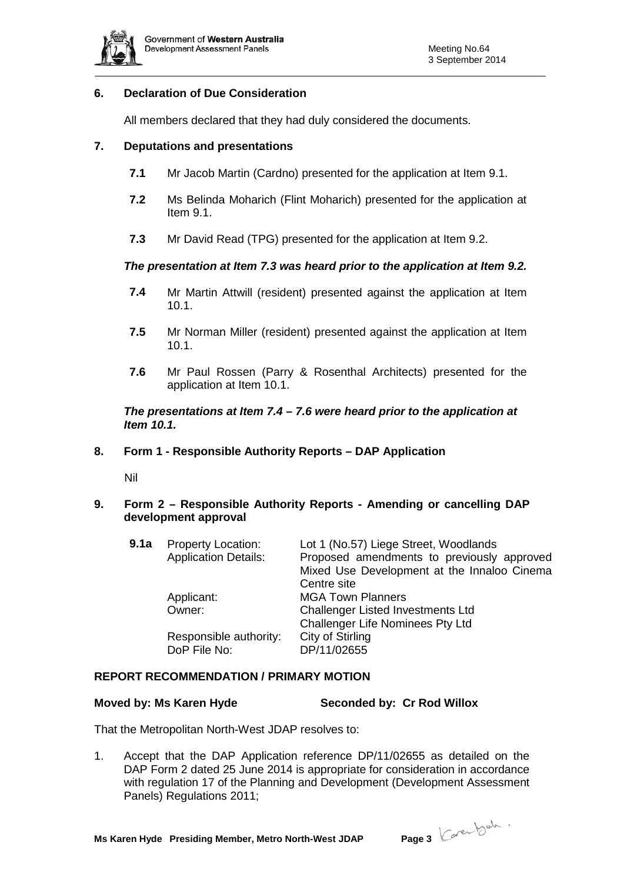## 6. Declaration of Due Consideration

All members declared that they had duly considered the documents.

## 7. Deputations and presentations

**7.1** Mr Jacob Martin (Cardno) presented for the application at Item 9.1.

**7.2** Ms Belinda Moharich (Flint Moharich) presented for the application at Item 9.1.

**7.3** Mr David Read (TPG) presented for the application at Item 9.2.

***The presentation at Item 7.3 was heard prior to the application at Item 9.2.***

**7.4** Mr Martin Attwill (resident) presented against the application at Item 10.1.

**7.5** Mr Norman Miller (resident) presented against the application at Item 10.1.

**7.6** Mr Paul Rossen (Parry & Rosenthal Architects) presented for the application at Item 10.1.

***The presentations at Item 7.4 – 7.6 were heard prior to the application at Item 10.1.***

## 8. Form 1 - Responsible Authority Reports – DAP Application

Nil

## 9. Form 2 – Responsible Authority Reports - Amending or cancelling DAP development approval

| **9.1a** | Property Location: | Lot 1 (No.57) Liege Street, Woodlands |
|---|---|---|
| | Application Details: | Proposed amendments to previously approved Mixed Use Development at the Innaloo Cinema Centre site |
| | Applicant: | MGA Town Planners |
| | Owner: | Challenger Listed Investments Ltd<br>Challenger Life Nominees Pty Ltd |
| | Responsible authority: | City of Stirling |
| | DoP File No: | DP/11/02655 |

**REPORT RECOMMENDATION / PRIMARY MOTION**

**Moved by: Ms Karen Hyde** **Seconded by: Cr Rod Willox**

That the Metropolitan North-West JDAP resolves to:

1. Accept that the DAP Application reference DP/11/02655 as detailed on the DAP Form 2 dated 25 June 2014 is appropriate for consideration in accordance with regulation 17 of the Planning and Development (Development Assessment Panels) Regulations 2011;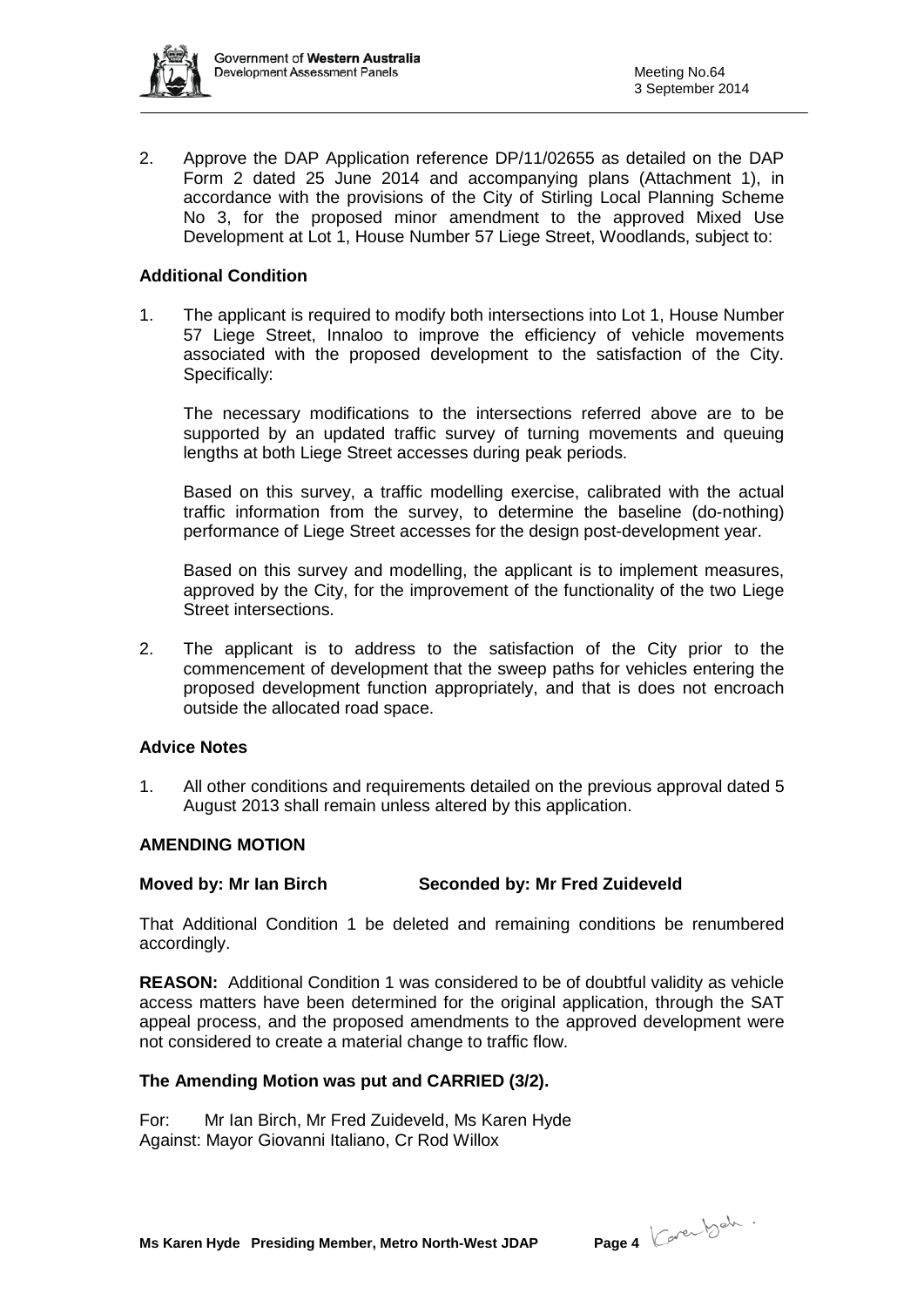2. Approve the DAP Application reference DP/11/02655 as detailed on the DAP Form 2 dated 25 June 2014 and accompanying plans (Attachment 1), in accordance with the provisions of the City of Stirling Local Planning Scheme No 3, for the proposed minor amendment to the approved Mixed Use Development at Lot 1, House Number 57 Liege Street, Woodlands, subject to:

**Additional Condition**

1. The applicant is required to modify both intersections into Lot 1, House Number 57 Liege Street, Innaloo to improve the efficiency of vehicle movements associated with the proposed development to the satisfaction of the City. Specifically:

   The necessary modifications to the intersections referred above are to be supported by an updated traffic survey of turning movements and queuing lengths at both Liege Street accesses during peak periods.

   Based on this survey, a traffic modelling exercise, calibrated with the actual traffic information from the survey, to determine the baseline (do-nothing) performance of Liege Street accesses for the design post-development year.

   Based on this survey and modelling, the applicant is to implement measures, approved by the City, for the improvement of the functionality of the two Liege Street intersections.

2. The applicant is to address to the satisfaction of the City prior to the commencement of development that the sweep paths for vehicles entering the proposed development function appropriately, and that is does not encroach outside the allocated road space.

**Advice Notes**

1. All other conditions and requirements detailed on the previous approval dated 5 August 2013 shall remain unless altered by this application.

**AMENDING MOTION**

**Moved by: Mr Ian Birch Seconded by: Mr Fred Zuideveld**

That Additional Condition 1 be deleted and remaining conditions be renumbered accordingly.

**REASON:** Additional Condition 1 was considered to be of doubtful validity as vehicle access matters have been determined for the original application, through the SAT appeal process, and the proposed amendments to the approved development were not considered to create a material change to traffic flow.

**The Amending Motion was put and CARRIED (3/2).**

For: Mr Ian Birch, Mr Fred Zuideveld, Ms Karen Hyde
Against: Mayor Giovanni Italiano, Cr Rod Willox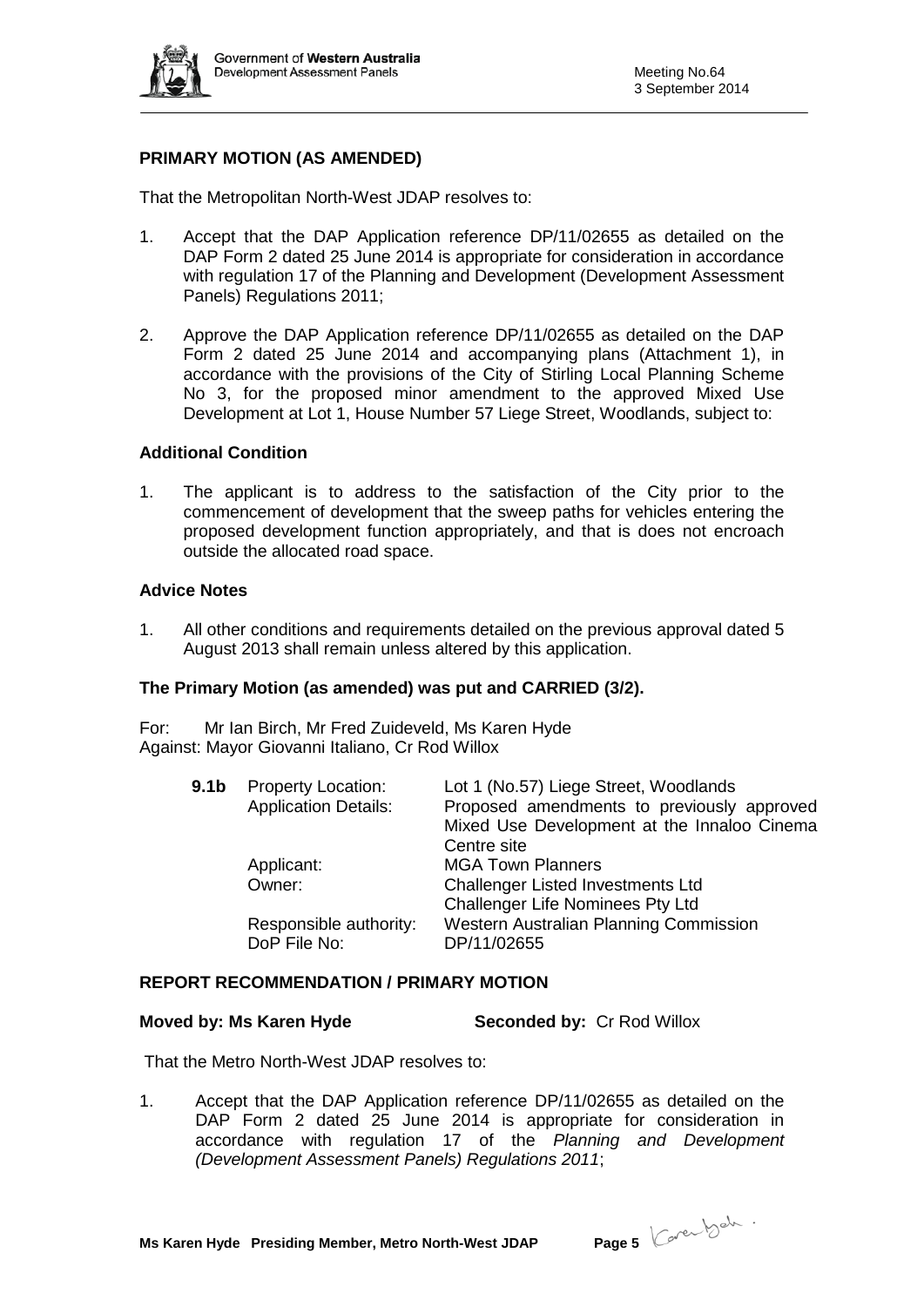**PRIMARY MOTION (AS AMENDED)**

That the Metropolitan North-West JDAP resolves to:

1. Accept that the DAP Application reference DP/11/02655 as detailed on the DAP Form 2 dated 25 June 2014 is appropriate for consideration in accordance with regulation 17 of the Planning and Development (Development Assessment Panels) Regulations 2011;

2. Approve the DAP Application reference DP/11/02655 as detailed on the DAP Form 2 dated 25 June 2014 and accompanying plans (Attachment 1), in accordance with the provisions of the City of Stirling Local Planning Scheme No 3, for the proposed minor amendment to the approved Mixed Use Development at Lot 1, House Number 57 Liege Street, Woodlands, subject to:

**Additional Condition**

1. The applicant is to address to the satisfaction of the City prior to the commencement of development that the sweep paths for vehicles entering the proposed development function appropriately, and that is does not encroach outside the allocated road space.

**Advice Notes**

1. All other conditions and requirements detailed on the previous approval dated 5 August 2013 shall remain unless altered by this application.

**The Primary Motion (as amended) was put and CARRIED (3/2).**

For: Mr Ian Birch, Mr Fred Zuideveld, Ms Karen Hyde
Against: Mayor Giovanni Italiano, Cr Rod Willox

| **9.1b** | Property Location: | Lot 1 (No.57) Liege Street, Woodlands |
|---|---|---|
| | Application Details: | Proposed amendments to previously approved Mixed Use Development at the Innaloo Cinema Centre site |
| | Applicant: | MGA Town Planners |
| | Owner: | Challenger Listed Investments Ltd<br>Challenger Life Nominees Pty Ltd |
| | Responsible authority: | Western Australian Planning Commission |
| | DoP File No: | DP/11/02655 |

**REPORT RECOMMENDATION / PRIMARY MOTION**

**Moved by: Ms Karen Hyde** **Seconded by:** Cr Rod Willox

That the Metro North-West JDAP resolves to:

1. Accept that the DAP Application reference DP/11/02655 as detailed on the DAP Form 2 dated 25 June 2014 is appropriate for consideration in accordance with regulation 17 of the *Planning and Development (Development Assessment Panels) Regulations 2011*;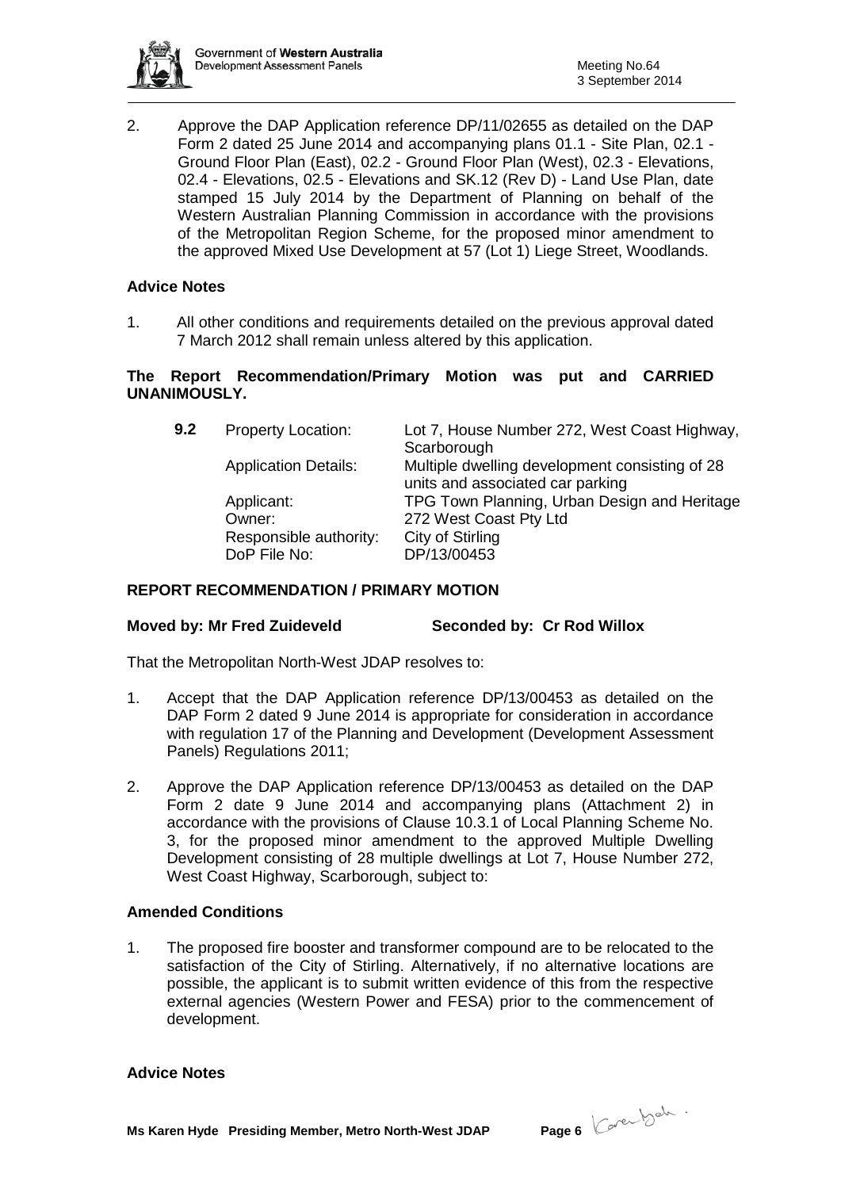2. Approve the DAP Application reference DP/11/02655 as detailed on the DAP Form 2 dated 25 June 2014 and accompanying plans 01.1 - Site Plan, 02.1 - Ground Floor Plan (East), 02.2 - Ground Floor Plan (West), 02.3 - Elevations, 02.4 - Elevations, 02.5 - Elevations and SK.12 (Rev D) - Land Use Plan, date stamped 15 July 2014 by the Department of Planning on behalf of the Western Australian Planning Commission in accordance with the provisions of the Metropolitan Region Scheme, for the proposed minor amendment to the approved Mixed Use Development at 57 (Lot 1) Liege Street, Woodlands.

**Advice Notes**

1. All other conditions and requirements detailed on the previous approval dated 7 March 2012 shall remain unless altered by this application.

**The Report Recommendation/Primary Motion was put and CARRIED UNANIMOUSLY.**

**9.2**

| | |
|---|---|
| Property Location: | Lot 7, House Number 272, West Coast Highway, Scarborough |
| Application Details: | Multiple dwelling development consisting of 28 units and associated car parking |
| Applicant: | TPG Town Planning, Urban Design and Heritage |
| Owner: | 272 West Coast Pty Ltd |
| Responsible authority: | City of Stirling |
| DoP File No: | DP/13/00453 |

**REPORT RECOMMENDATION / PRIMARY MOTION**

**Moved by: Mr Fred Zuideveld** **Seconded by: Cr Rod Willox**

That the Metropolitan North-West JDAP resolves to:

1. Accept that the DAP Application reference DP/13/00453 as detailed on the DAP Form 2 dated 9 June 2014 is appropriate for consideration in accordance with regulation 17 of the Planning and Development (Development Assessment Panels) Regulations 2011;

2. Approve the DAP Application reference DP/13/00453 as detailed on the DAP Form 2 date 9 June 2014 and accompanying plans (Attachment 2) in accordance with the provisions of Clause 10.3.1 of Local Planning Scheme No. 3, for the proposed minor amendment to the approved Multiple Dwelling Development consisting of 28 multiple dwellings at Lot 7, House Number 272, West Coast Highway, Scarborough, subject to:

**Amended Conditions**

1. The proposed fire booster and transformer compound are to be relocated to the satisfaction of the City of Stirling. Alternatively, if no alternative locations are possible, the applicant is to submit written evidence of this from the respective external agencies (Western Power and FESA) prior to the commencement of development.

**Advice Notes**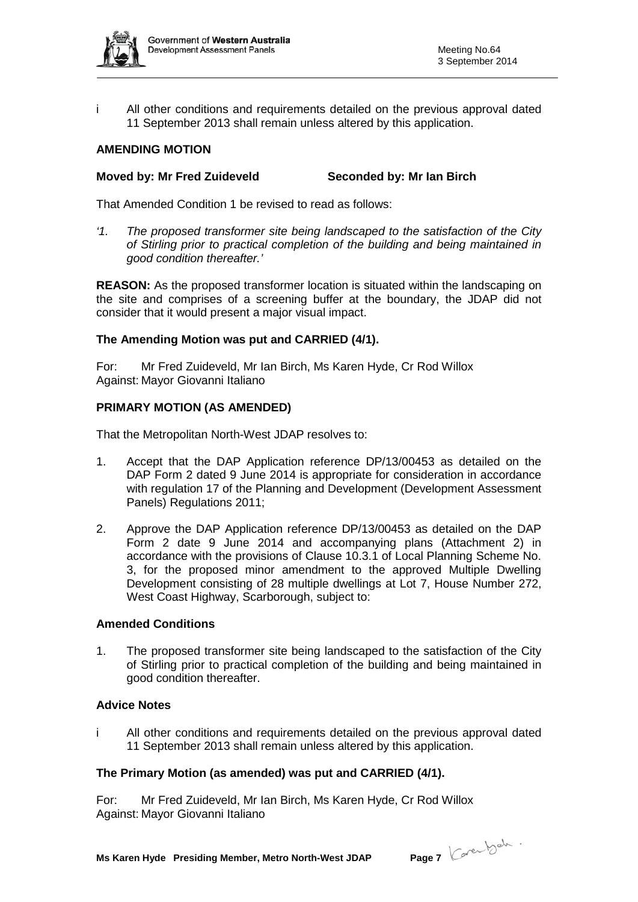i All other conditions and requirements detailed on the previous approval dated 11 September 2013 shall remain unless altered by this application.

**AMENDING MOTION**

**Moved by: Mr Fred Zuideveld Seconded by: Mr Ian Birch**

That Amended Condition 1 be revised to read as follows:

*'1. The proposed transformer site being landscaped to the satisfaction of the City of Stirling prior to practical completion of the building and being maintained in good condition thereafter.'*

**REASON:** As the proposed transformer location is situated within the landscaping on the site and comprises of a screening buffer at the boundary, the JDAP did not consider that it would present a major visual impact.

**The Amending Motion was put and CARRIED (4/1).**

For: Mr Fred Zuideveld, Mr Ian Birch, Ms Karen Hyde, Cr Rod Willox
Against: Mayor Giovanni Italiano

**PRIMARY MOTION (AS AMENDED)**

That the Metropolitan North-West JDAP resolves to:

1. Accept that the DAP Application reference DP/13/00453 as detailed on the DAP Form 2 dated 9 June 2014 is appropriate for consideration in accordance with regulation 17 of the Planning and Development (Development Assessment Panels) Regulations 2011;
2. Approve the DAP Application reference DP/13/00453 as detailed on the DAP Form 2 date 9 June 2014 and accompanying plans (Attachment 2) in accordance with the provisions of Clause 10.3.1 of Local Planning Scheme No. 3, for the proposed minor amendment to the approved Multiple Dwelling Development consisting of 28 multiple dwellings at Lot 7, House Number 272, West Coast Highway, Scarborough, subject to:

**Amended Conditions**

1. The proposed transformer site being landscaped to the satisfaction of the City of Stirling prior to practical completion of the building and being maintained in good condition thereafter.

**Advice Notes**

i All other conditions and requirements detailed on the previous approval dated 11 September 2013 shall remain unless altered by this application.

**The Primary Motion (as amended) was put and CARRIED (4/1).**

For: Mr Fred Zuideveld, Mr Ian Birch, Ms Karen Hyde, Cr Rod Willox
Against: Mayor Giovanni Italiano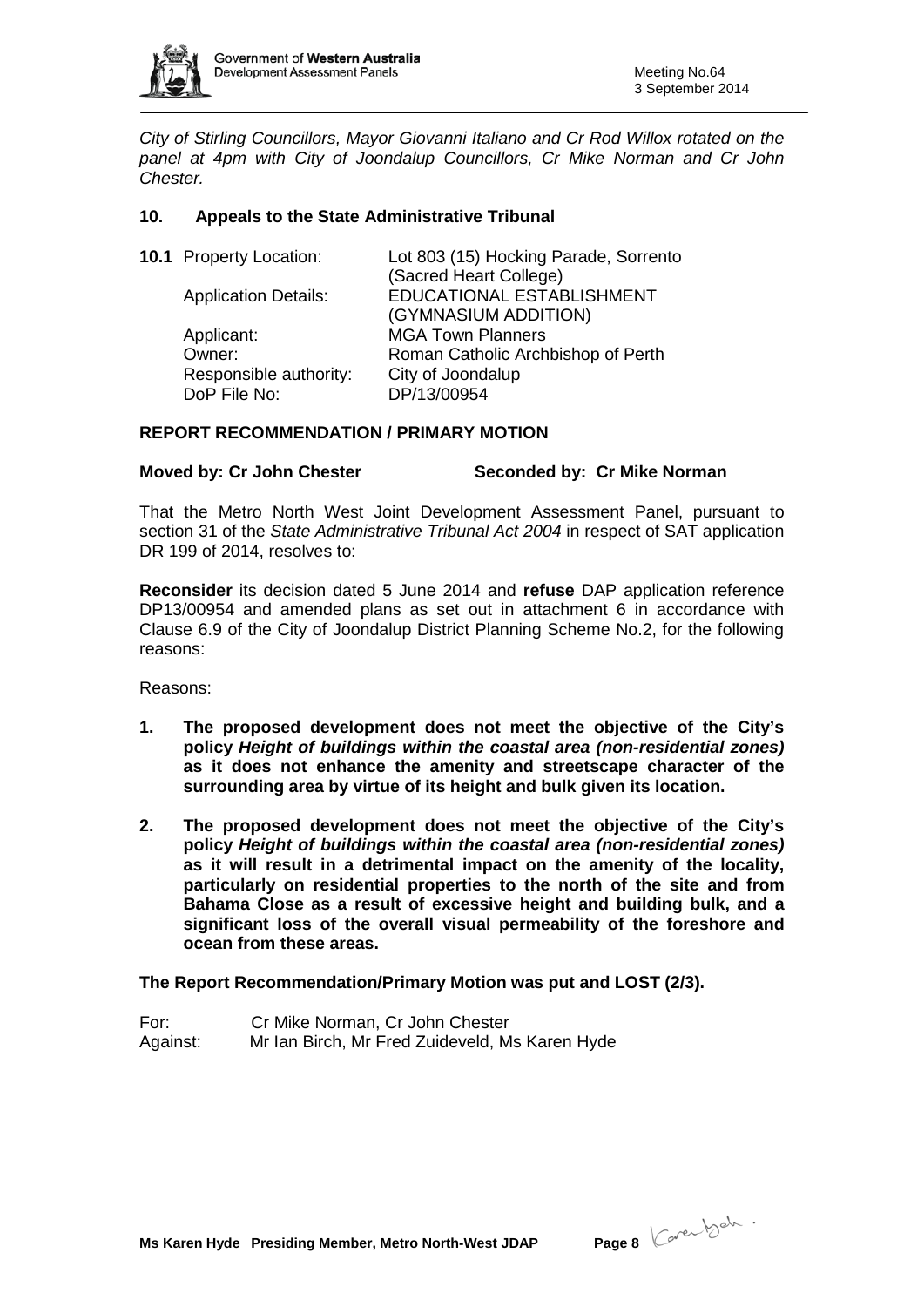*City of Stirling Councillors, Mayor Giovanni Italiano and Cr Rod Willox rotated on the panel at 4pm with City of Joondalup Councillors, Cr Mike Norman and Cr John Chester.*

## 10. Appeals to the State Administrative Tribunal

**10.1** Property Location: Lot 803 (15) Hocking Parade, Sorrento (Sacred Heart College)
Application Details: EDUCATIONAL ESTABLISHMENT (GYMNASIUM ADDITION)
Applicant: MGA Town Planners
Owner: Roman Catholic Archbishop of Perth
Responsible authority: City of Joondalup
DoP File No: DP/13/00954

**REPORT RECOMMENDATION / PRIMARY MOTION**

**Moved by: Cr John Chester** **Seconded by: Cr Mike Norman**

That the Metro North West Joint Development Assessment Panel, pursuant to section 31 of the *State Administrative Tribunal Act 2004* in respect of SAT application DR 199 of 2014, resolves to:

**Reconsider** its decision dated 5 June 2014 and **refuse** DAP application reference DP13/00954 and amended plans as set out in attachment 6 in accordance with Clause 6.9 of the City of Joondalup District Planning Scheme No.2, for the following reasons:

Reasons:

1. **The proposed development does not meet the objective of the City's policy *Height of buildings within the coastal area (non-residential zones)* as it does not enhance the amenity and streetscape character of the surrounding area by virtue of its height and bulk given its location.**

2. **The proposed development does not meet the objective of the City's policy *Height of buildings within the coastal area (non-residential zones)* as it will result in a detrimental impact on the amenity of the locality, particularly on residential properties to the north of the site and from Bahama Close as a result of excessive height and building bulk, and a significant loss of the overall visual permeability of the foreshore and ocean from these areas.**

**The Report Recommendation/Primary Motion was put and LOST (2/3).**

For: Cr Mike Norman, Cr John Chester
Against: Mr Ian Birch, Mr Fred Zuideveld, Ms Karen Hyde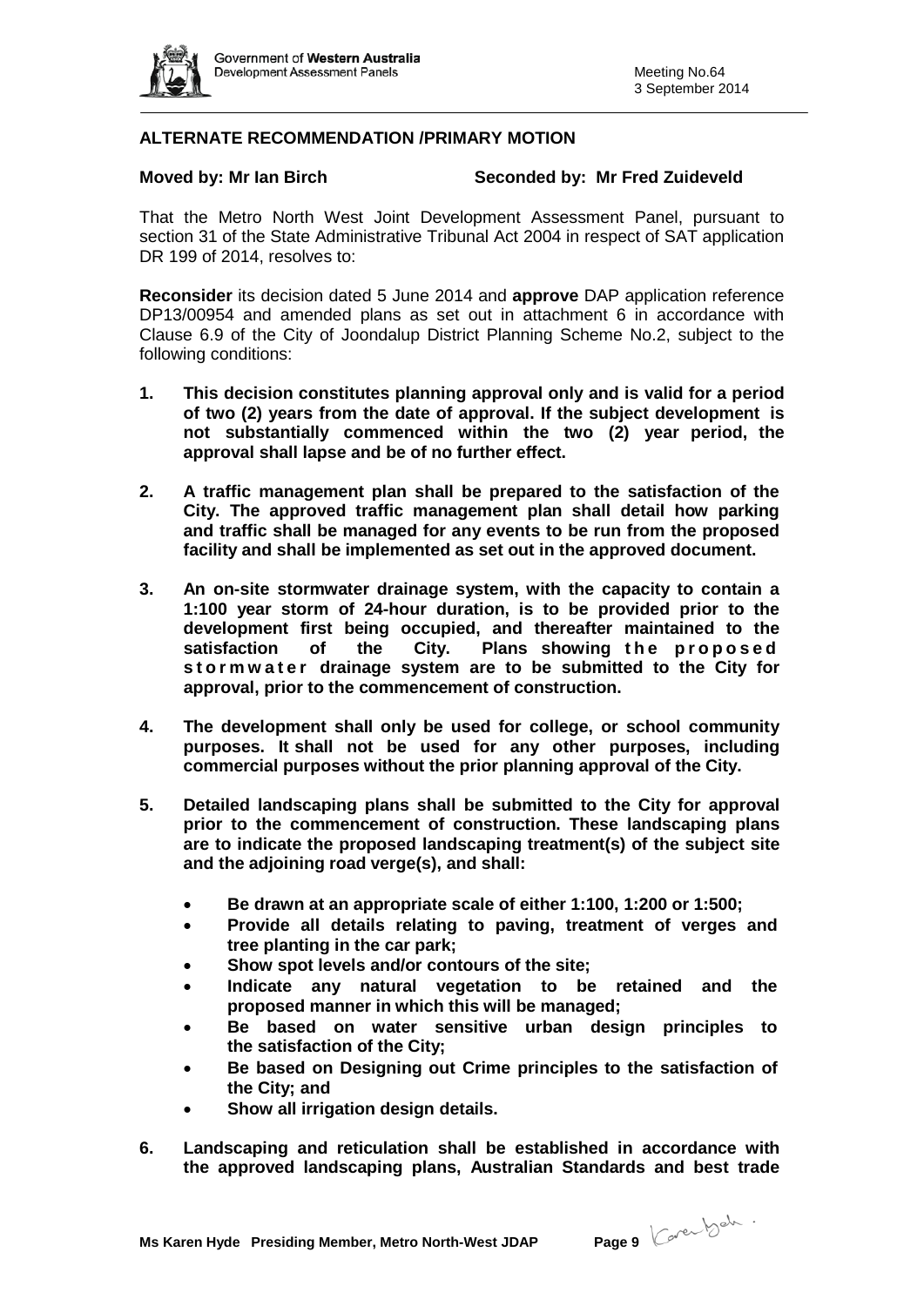**ALTERNATE RECOMMENDATION /PRIMARY MOTION**

**Moved by: Mr Ian Birch** **Seconded by: Mr Fred Zuideveld**

That the Metro North West Joint Development Assessment Panel, pursuant to section 31 of the State Administrative Tribunal Act 2004 in respect of SAT application DR 199 of 2014, resolves to:

**Reconsider** its decision dated 5 June 2014 and **approve** DAP application reference DP13/00954 and amended plans as set out in attachment 6 in accordance with Clause 6.9 of the City of Joondalup District Planning Scheme No.2, subject to the following conditions:

1. **This decision constitutes planning approval only and is valid for a period of two (2) years from the date of approval. If the subject development is not substantially commenced within the two (2) year period, the approval shall lapse and be of no further effect.**

2. **A traffic management plan shall be prepared to the satisfaction of the City. The approved traffic management plan shall detail how parking and traffic shall be managed for any events to be run from the proposed facility and shall be implemented as set out in the approved document.**

3. **An on-site stormwater drainage system, with the capacity to contain a 1:100 year storm of 24-hour duration, is to be provided prior to the development first being occupied, and thereafter maintained to the satisfaction of the City. Plans showing the proposed stormwater drainage system are to be submitted to the City for approval, prior to the commencement of construction.**

4. **The development shall only be used for college, or school community purposes. It shall not be used for any other purposes, including commercial purposes without the prior planning approval of the City.**

5. **Detailed landscaping plans shall be submitted to the City for approval prior to the commencement of construction. These landscaping plans are to indicate the proposed landscaping treatment(s) of the subject site and the adjoining road verge(s), and shall:**
   - **Be drawn at an appropriate scale of either 1:100, 1:200 or 1:500;**
   - **Provide all details relating to paving, treatment of verges and tree planting in the car park;**
   - **Show spot levels and/or contours of the site;**
   - **Indicate any natural vegetation to be retained and the proposed manner in which this will be managed;**
   - **Be based on water sensitive urban design principles to the satisfaction of the City;**
   - **Be based on Designing out Crime principles to the satisfaction of the City; and**
   - **Show all irrigation design details.**

6. **Landscaping and reticulation shall be established in accordance with the approved landscaping plans, Australian Standards and best trade**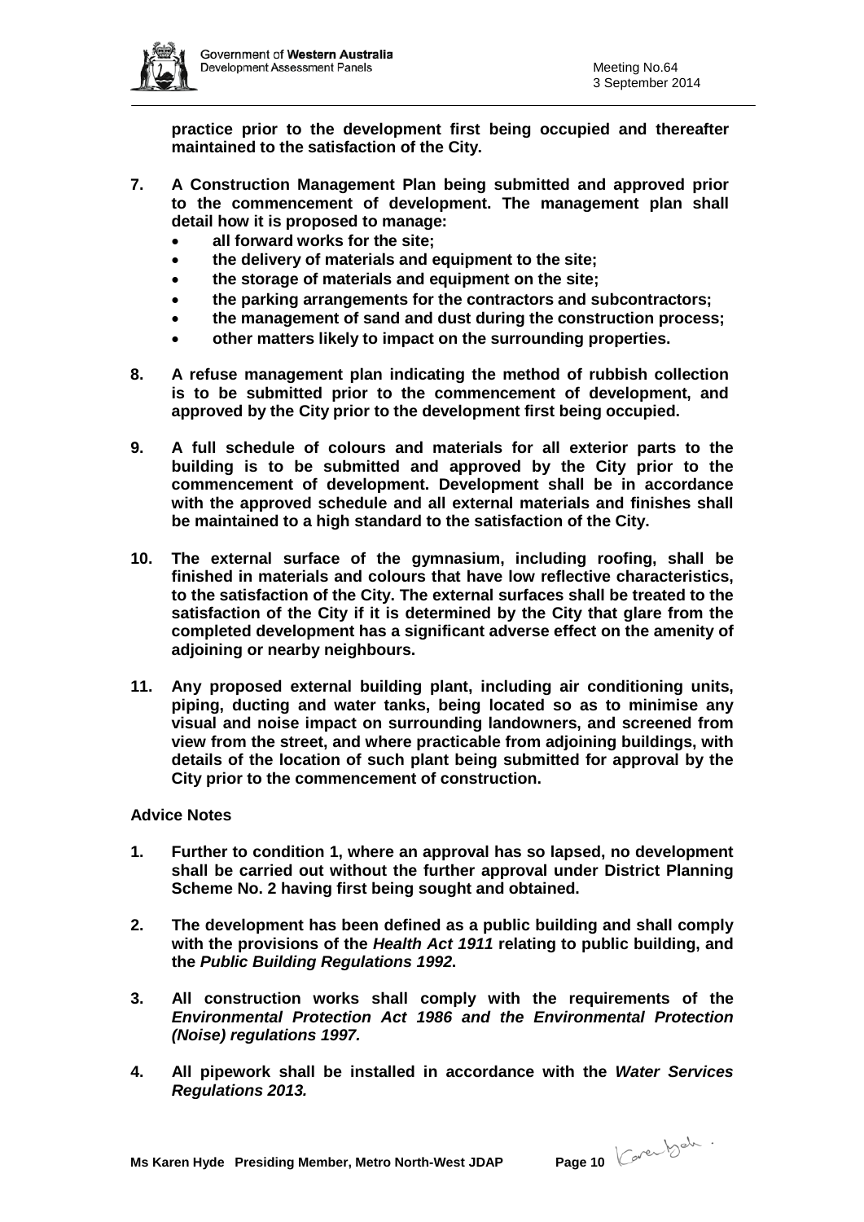**practice prior to the development first being occupied and thereafter maintained to the satisfaction of the City.**

7. **A Construction Management Plan being submitted and approved prior to the commencement of development. The management plan shall detail how it is proposed to manage:**
   - **all forward works for the site;**
   - **the delivery of materials and equipment to the site;**
   - **the storage of materials and equipment on the site;**
   - **the parking arrangements for the contractors and subcontractors;**
   - **the management of sand and dust during the construction process;**
   - **other matters likely to impact on the surrounding properties.**

8. **A refuse management plan indicating the method of rubbish collection is to be submitted prior to the commencement of development, and approved by the City prior to the development first being occupied.**

9. **A full schedule of colours and materials for all exterior parts to the building is to be submitted and approved by the City prior to the commencement of development. Development shall be in accordance with the approved schedule and all external materials and finishes shall be maintained to a high standard to the satisfaction of the City.**

10. **The external surface of the gymnasium, including roofing, shall be finished in materials and colours that have low reflective characteristics, to the satisfaction of the City. The external surfaces shall be treated to the satisfaction of the City if it is determined by the City that glare from the completed development has a significant adverse effect on the amenity of adjoining or nearby neighbours.**

11. **Any proposed external building plant, including air conditioning units, piping, ducting and water tanks, being located so as to minimise any visual and noise impact on surrounding landowners, and screened from view from the street, and where practicable from adjoining buildings, with details of the location of such plant being submitted for approval by the City prior to the commencement of construction.**

**Advice Notes**

1. **Further to condition 1, where an approval has so lapsed, no development shall be carried out without the further approval under District Planning Scheme No. 2 having first being sought and obtained.**

2. **The development has been defined as a public building and shall comply with the provisions of the *Health Act 1911* relating to public building, and the *Public Building Regulations 1992*.**

3. **All construction works shall comply with the requirements of the *Environmental Protection Act 1986 and the Environmental Protection (Noise) regulations 1997.***

4. **All pipework shall be installed in accordance with the *Water Services Regulations 2013.***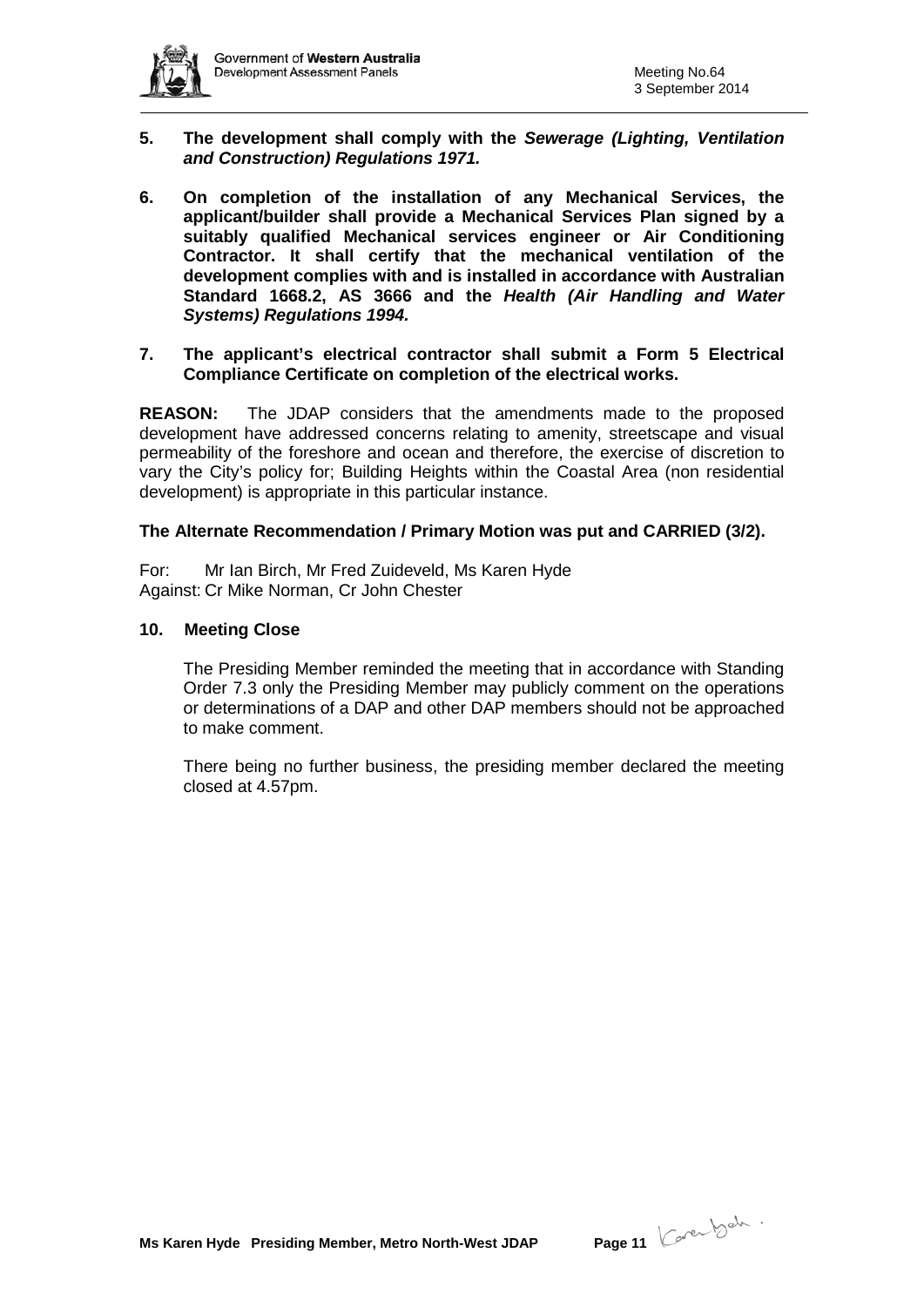**5. The development shall comply with the *Sewerage (Lighting, Ventilation and Construction) Regulations 1971.***

**6. On completion of the installation of any Mechanical Services, the applicant/builder shall provide a Mechanical Services Plan signed by a suitably qualified Mechanical services engineer or Air Conditioning Contractor. It shall certify that the mechanical ventilation of the development complies with and is installed in accordance with Australian Standard 1668.2, AS 3666 and the *Health (Air Handling and Water Systems) Regulations 1994.***

**7. The applicant's electrical contractor shall submit a Form 5 Electrical Compliance Certificate on completion of the electrical works.**

**REASON:** The JDAP considers that the amendments made to the proposed development have addressed concerns relating to amenity, streetscape and visual permeability of the foreshore and ocean and therefore, the exercise of discretion to vary the City's policy for; Building Heights within the Coastal Area (non residential development) is appropriate in this particular instance.

**The Alternate Recommendation / Primary Motion was put and CARRIED (3/2).**

For: Mr Ian Birch, Mr Fred Zuideveld, Ms Karen Hyde
Against: Cr Mike Norman, Cr John Chester

## 10. Meeting Close

The Presiding Member reminded the meeting that in accordance with Standing Order 7.3 only the Presiding Member may publicly comment on the operations or determinations of a DAP and other DAP members should not be approached to make comment.

There being no further business, the presiding member declared the meeting closed at 4.57pm.